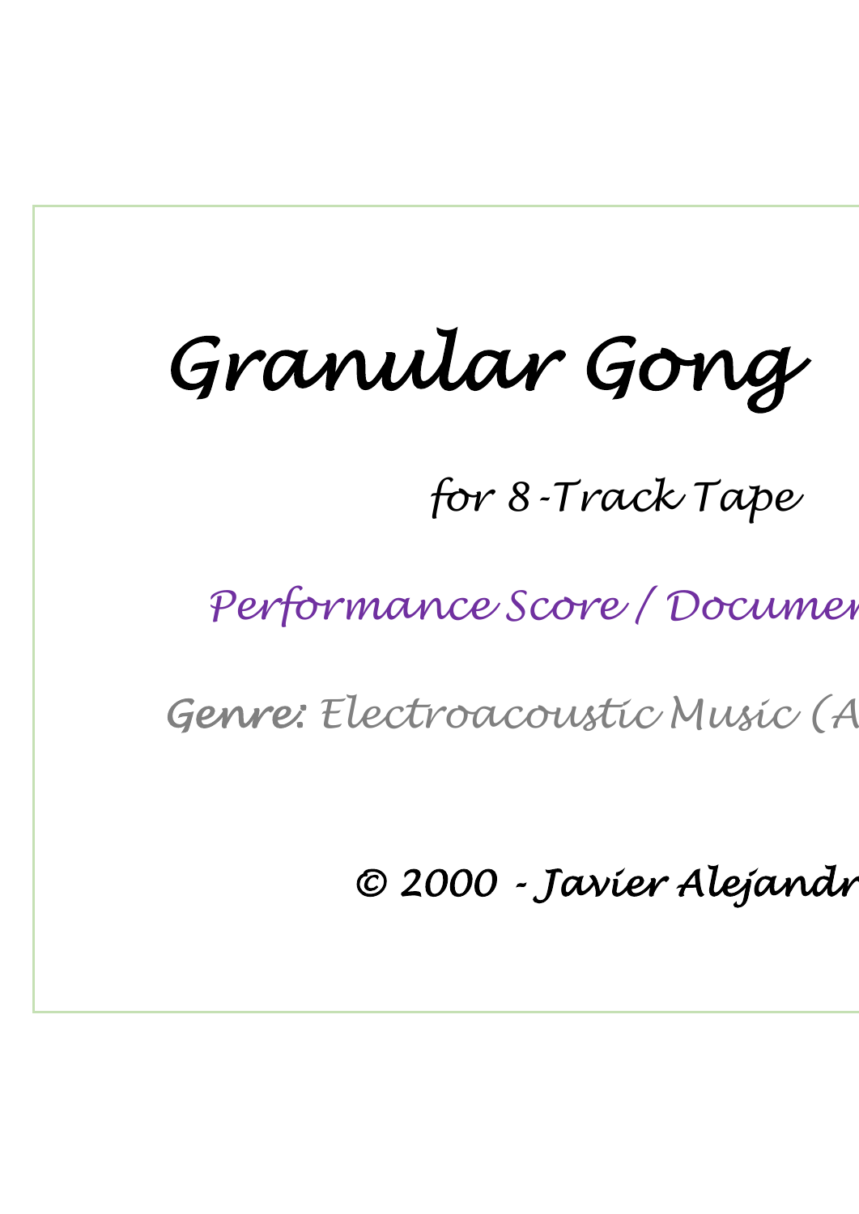# Granular Gong

*for 8-Track Tape*

*Performance Score / Documen*

**Genre:** *Electroacoustic Music (A*

**© 2000 - Javier Alejandr**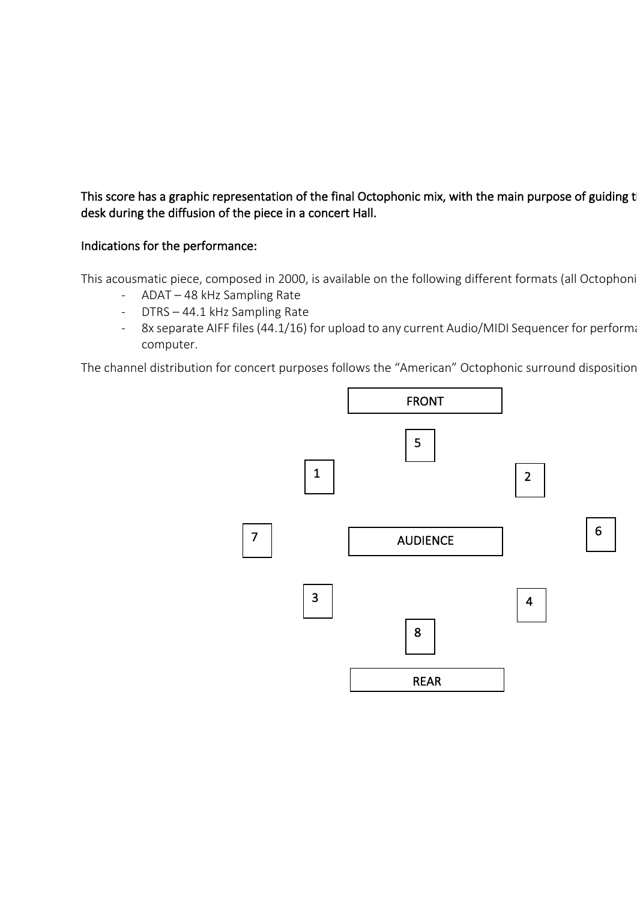This score has a graphic representation of the final Octophonic mix, with the main purpose of guiding t desk during the diffusion of the piece in a concert Hall.

Indications for the performance:

This acousmatic piece, composed in 2000, is available on the following different formats (all Octophoni

- ADAT – 48 kHz Sampling Rate
- DTRS – 44.1 kHz Sampling Rate
- 8x separate AIFF files (44.1/16) for upload to any current Audio/MIDI Sequencer for performa computer.

The channel distribution for concert purposes follows the "American" Octophonic surround disposition

FRONT

5

1 2

7 AUDIENCE 6

3 4

8

REAR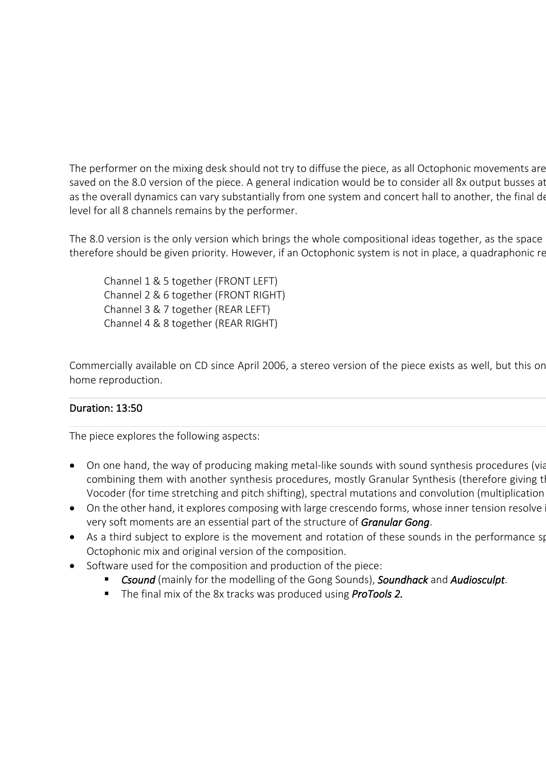The performer on the mixing desk should not try to diffuse the piece, as all Octophonic movements are saved on the 8.0 version of the piece. A general indication would be to consider all 8x output busses at as the overall dynamics can vary substantially from one system and concert hall to another, the final de level for all 8 channels remains by the performer.

The 8.0 version is the only version which brings the whole compositional ideas together, as the space therefore should be given priority. However, if an Octophonic system is not in place, a quadraphonic re

> Channel 1 & 5 together (FRONT LEFT)
> Channel 2 & 6 together (FRONT RIGHT)
> Channel 3 & 7 together (REAR LEFT)
> Channel 4 & 8 together (REAR RIGHT)

Commercially available on CD since April 2006, a stereo version of the piece exists as well, but this on home reproduction.

---

Duration: 13:50

---

The piece explores the following aspects:

- On one hand, the way of producing making metal-like sounds with sound synthesis procedures (via combining them with another synthesis procedures, mostly Granular Synthesis (therefore giving th Vocoder (for time stretching and pitch shifting), spectral mutations and convolution (multiplication
- On the other hand, it explores composing with large crescendo forms, whose inner tension resolve i very soft moments are an essential part of the structure of ***Granular Gong***.
- As a third subject to explore is the movement and rotation of these sounds in the performance sp Octophonic mix and original version of the composition.
- Software used for the composition and production of the piece:
    - ***Csound*** (mainly for the modelling of the Gong Sounds), ***Soundhack*** and ***Audiosculpt***.
    - The final mix of the 8x tracks was produced using ***ProTools 2.***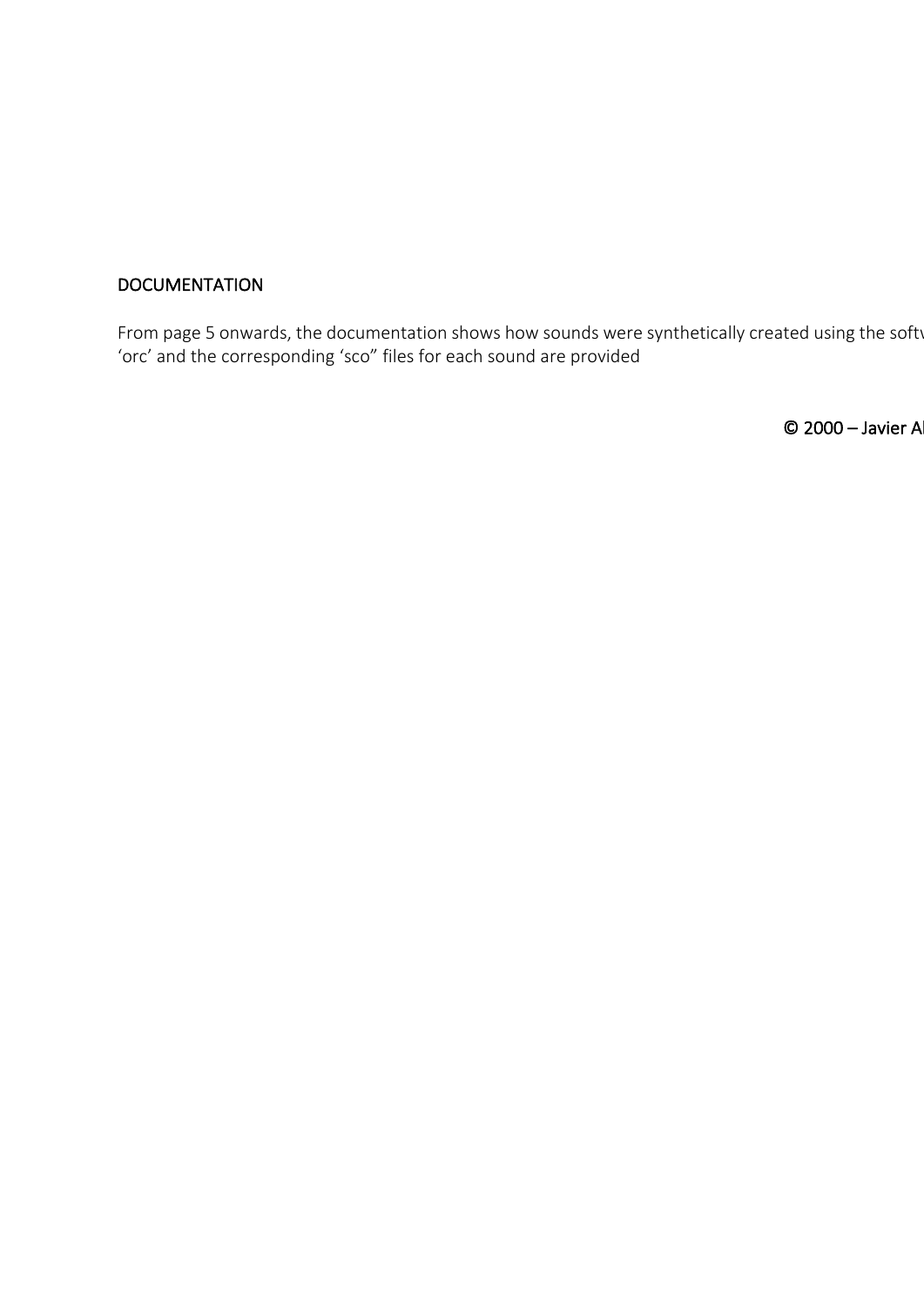DOCUMENTATION

From page 5 onwards, the documentation shows how sounds were synthetically created using the softv
'orc' and the corresponding 'sco" files for each sound are provided

© 2000 – Javier Al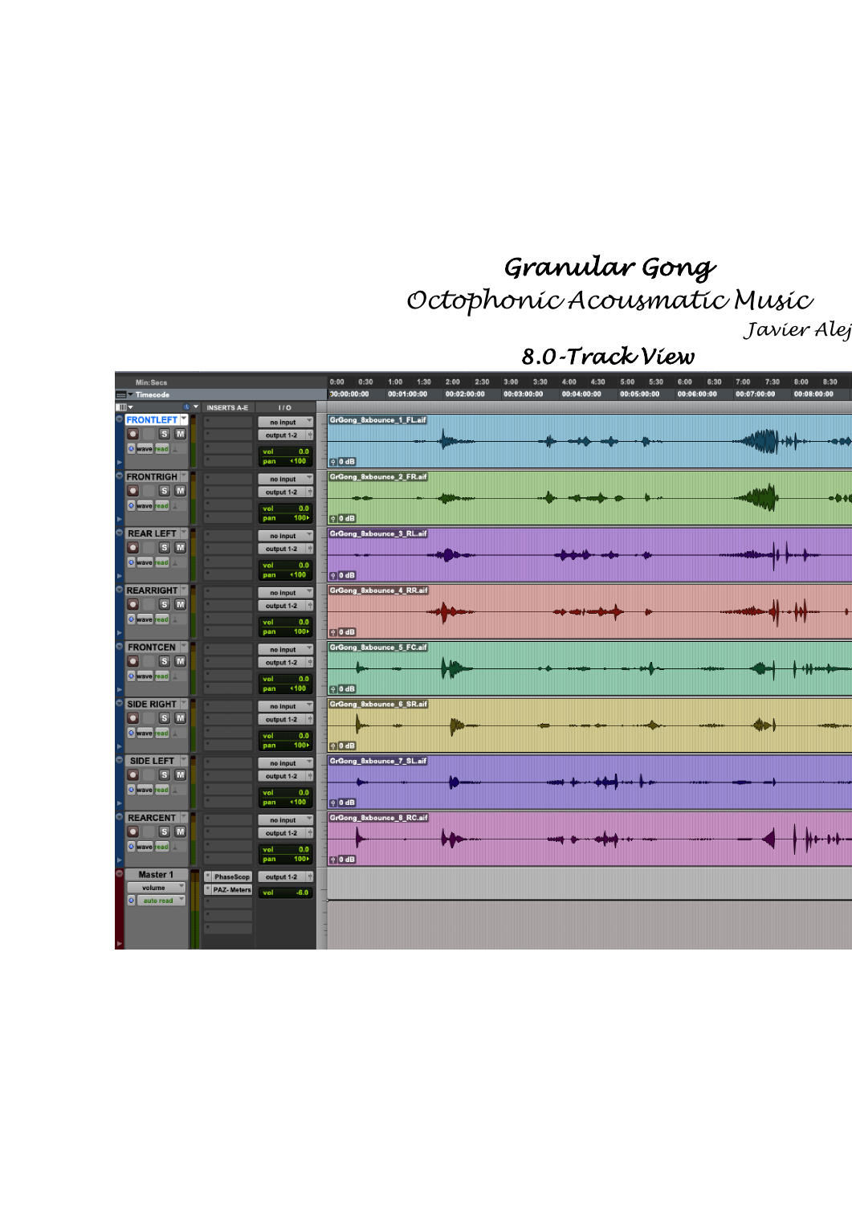# Granular Gong

## Octophonic Acousmatic Music

*Javier Alej*

## 8.0-Track View

| Track | Insert | I/O | Vol | Pan | Region |
|---|---|---|---|---|---|
| FRONTLEFT | | no input / output 1-2 | 0.0 | ‹100 | GrGong_8xbounce_1_FL.aif |
| FRONTRIGH | | no input / output 1-2 | 0.0 | 100› | GrGong_8xbounce_2_FR.aif |
| REAR LEFT | | no input / output 1-2 | 0.0 | ‹100 | GrGong_8xbounce_3_RL.aif |
| REARRIGHT | | no input / output 1-2 | 0.0 | 100› | GrGong_8xbounce_4_RR.aif |
| FRONTCEN | | no input / output 1-2 | 0.0 | ‹100 | GrGong_8xbounce_5_FC.aif |
| SIDE RIGHT | | no input / output 1-2 | 0.0 | 100› | GrGong_8xbounce_6_SR.aif |
| SIDE LEFT | | no input / output 1-2 | 0.0 | ‹100 | GrGong_8xbounce_7_SL.aif |
| REARCENT | | no input / output 1-2 | 0.0 | 100› | GrGong_8xbounce_8_RC.aif |
| Master 1 | PhaseScop, PAZ- Meters | output 1-2 | -6.0 | | |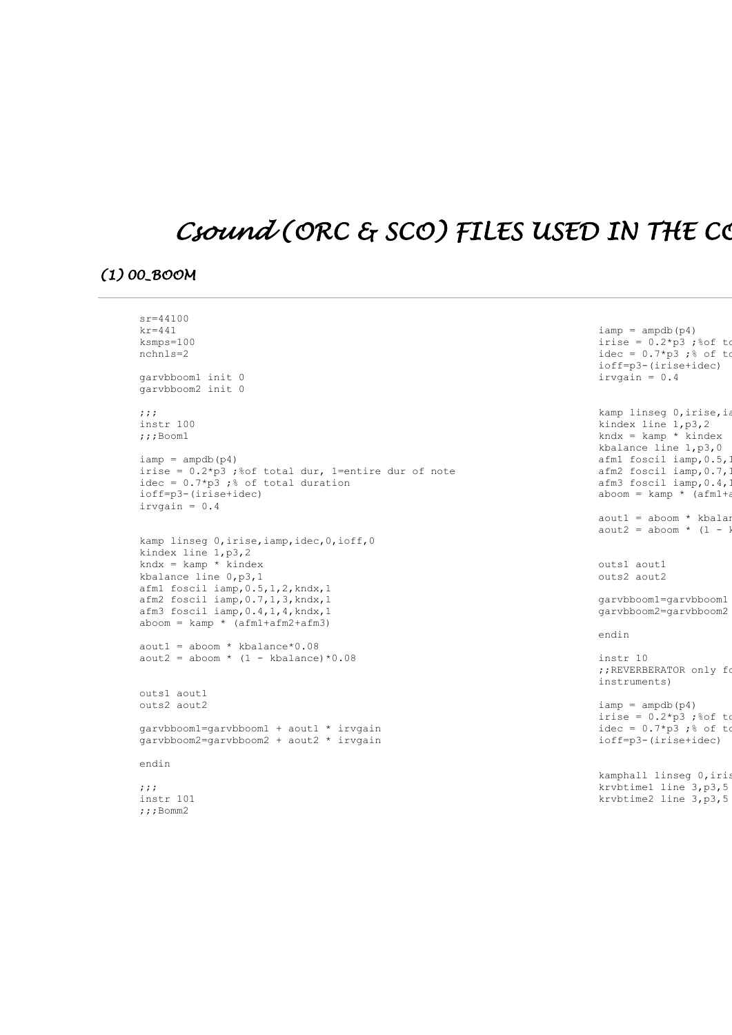# *Csound* (ORC & SCO) FILES USED IN THE CO

## (1) 00_BOOM

```
sr=44100
kr=441
ksmps=100
nchnls=2

garvbboom1 init 0
garvbboom2 init 0

;;;
instr 100
;;;Boom1

iamp = ampdb(p4)
irise = 0.2*p3 ;%of total dur, 1=entire dur of note
idec = 0.7*p3 ;% of total duration
ioff=p3-(irise+idec)
irvgain = 0.4


kamp linseg 0,irise,iamp,idec,0,ioff,0
kindex line 1,p3,2
kndx = kamp * kindex
kbalance line 0,p3,1
afm1 foscil iamp,0.5,1,2,kndx,1
afm2 foscil iamp,0.7,1,3,kndx,1
afm3 foscil iamp,0.4,1,4,kndx,1
aboom = kamp * (afm1+afm2+afm3)

aout1 = aboom * kbalance*0.08
aout2 = aboom * (1 - kbalance)*0.08


outs1 aout1
outs2 aout2

garvbboom1=garvbboom1 + aout1 * irvgain
garvbboom2=garvbboom2 + aout2 * irvgain

endin

;;;
instr 101
;;;Bomm2
```

```
iamp = ampdb(p4)
irise = 0.2*p3 ;%of to
idec = 0.7*p3 ;% of to
ioff=p3-(irise+idec)
irvgain = 0.4


kamp linseg 0,irise,ia
kindex line 1,p3,2
kndx = kamp * kindex
kbalance line 1,p3,0
afm1 foscil iamp,0.5,1
afm2 foscil iamp,0.7,1
afm3 foscil iamp,0.4,1
aboom = kamp * (afm1+a

aout1 = aboom * kbalar
aout2 = aboom * (1 - k


outs1 aout1
outs2 aout2

garvbboom1=garvbboom1
garvbboom2=garvbboom2

endin

instr 10
;;REVERBERATOR only fo
instruments)

iamp = ampdb(p4)
irise = 0.2*p3 ;%of to
idec = 0.7*p3 ;% of to
ioff=p3-(irise+idec)


kamphall linseg 0,iris
krvbtime1 line 3,p3,5
krvbtime2 line 3,p3,5
```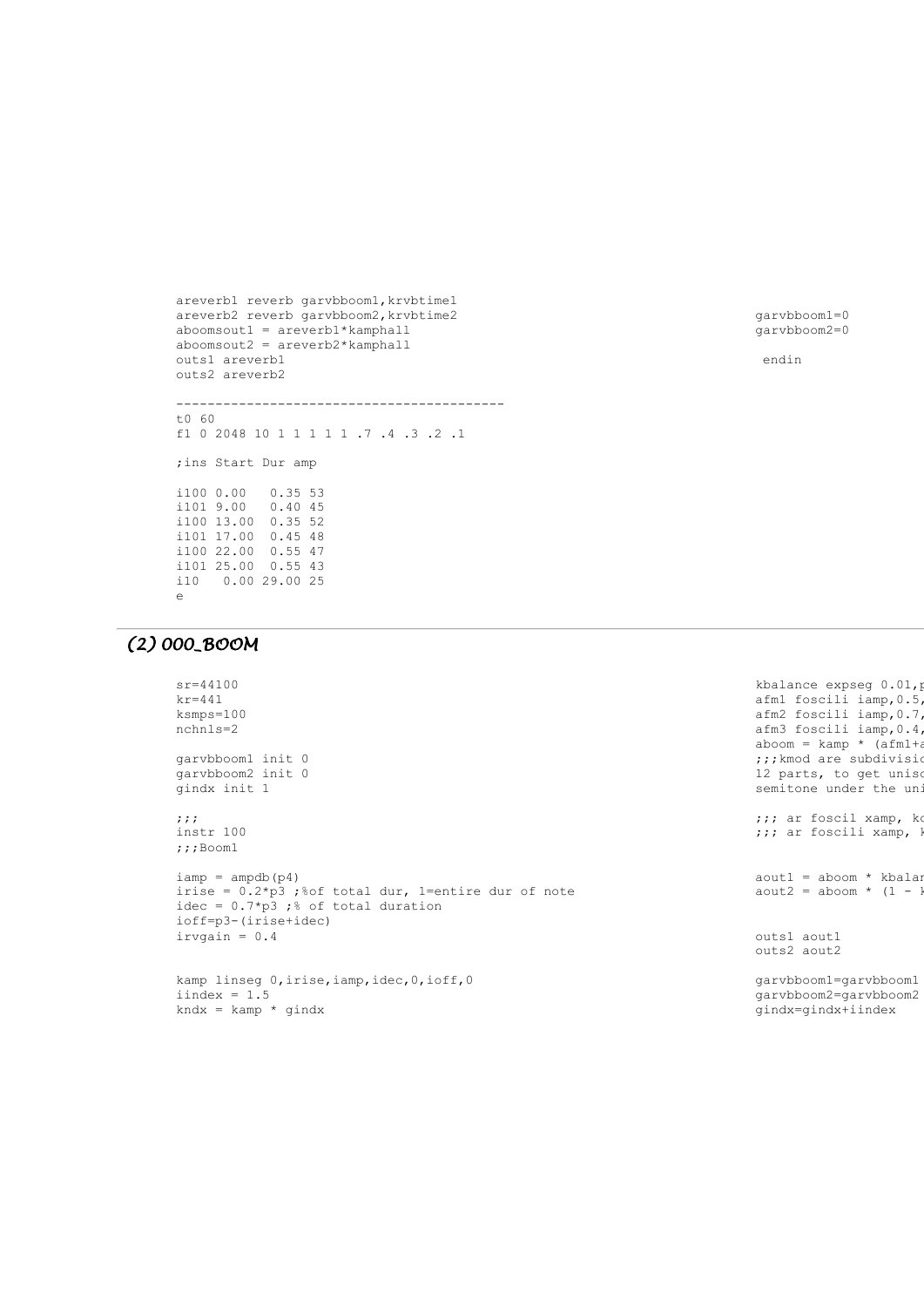```
areverb1 reverb garvbboom1,krvbtime1
areverb2 reverb garvbboom2,krvbtime2
aboomsout1 = areverb1*kamphall
aboomsout2 = areverb2*kamphall
outs1 areverb1
outs2 areverb2
```

```
garvbboom1=0
garvbboom2=0

 endin
```

```
------------------------------------------
t0 60
f1 0 2048 10 1 1 1 1 1 .7 .4 .3 .2 .1

;ins Start Dur amp

i100 0.00   0.35 53
i101 9.00   0.40 45
i100 13.00  0.35 52
i101 17.00  0.45 48
i100 22.00  0.55 47
i101 25.00  0.55 43
i10   0.00 29.00 25
e
```

## *(2) 000_BOOM*

```
sr=44100
kr=441
ksmps=100
nchnls=2

garvbboom1 init 0
garvbboom2 init 0
gindx init 1

;;;
instr 100
;;;Boom1

iamp = ampdb(p4)
irise = 0.2*p3 ;%of total dur, 1=entire dur of note
idec = 0.7*p3 ;% of total duration
ioff=p3-(irise+idec)
irvgain = 0.4


kamp linseg 0,irise,iamp,idec,0,ioff,0
iindex = 1.5
kndx = kamp * gindx
```

```
kbalance expseg 0.01,p
afm1 foscili iamp,0.5,
afm2 foscili iamp,0.7,
afm3 foscili iamp,0.4,
aboom = kamp * (afm1+a
;;;kmod are subdivisio
12 parts, to get uniso
semitone under the uni

;;; ar foscil xamp, kc
;;; ar foscili xamp, k


aout1 = aboom * kbalan
aout2 = aboom * (1 - k


outs1 aout1
outs2 aout2

garvbboom1=garvbboom1
garvbboom2=garvbboom2
gindx=gindx+iindex
```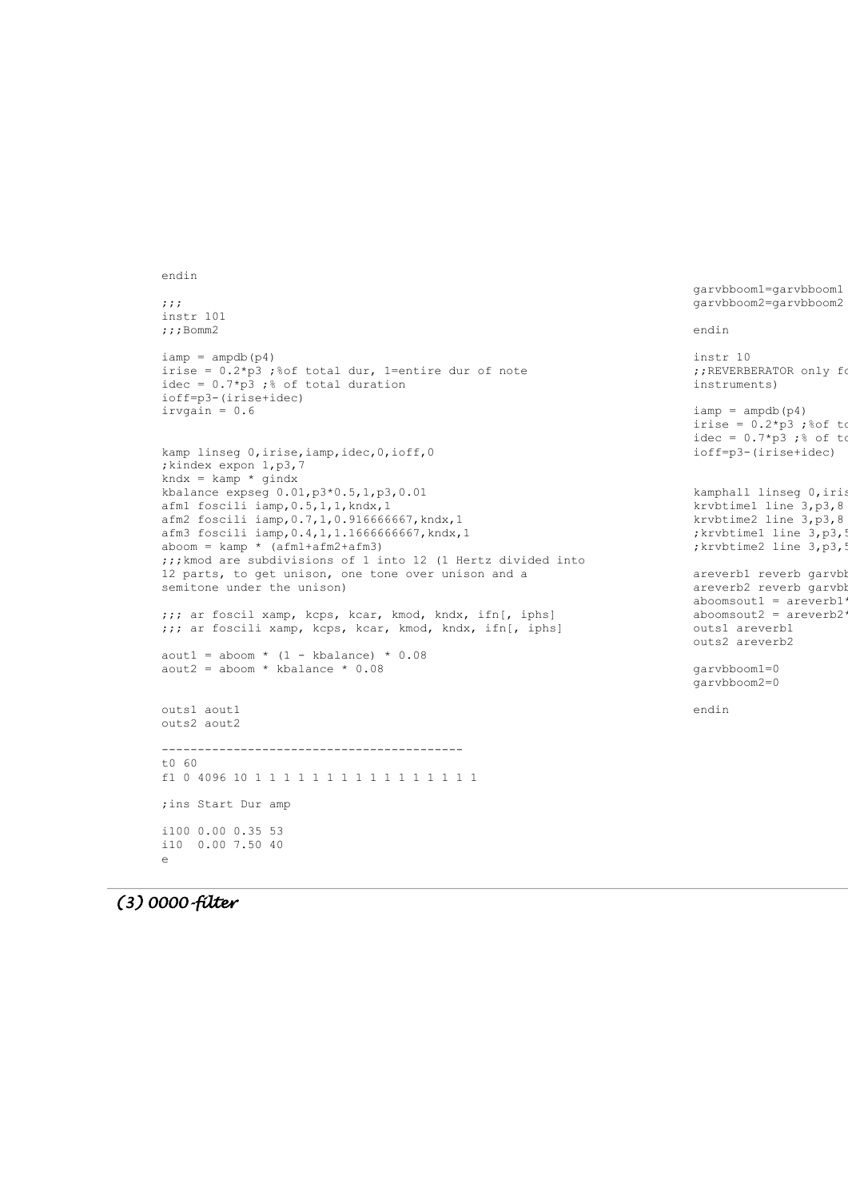```
endin

;;;
instr 101
;;;Bomm2

iamp = ampdb(p4)
irise = 0.2*p3 ;%of total dur, 1=entire dur of note
idec = 0.7*p3 ;% of total duration
ioff=p3-(irise+idec)
irvgain = 0.6


kamp linseg 0,irise,iamp,idec,0,ioff,0
;kindex expon 1,p3,7
kndx = kamp * gindx
kbalance expseg 0.01,p3*0.5,1,p3,0.01
afm1 foscili iamp,0.5,1,1,kndx,1
afm2 foscili iamp,0.7,1,0.916666667,kndx,1
afm3 foscili iamp,0.4,1,1.1666666667,kndx,1
aboom = kamp * (afm1+afm2+afm3)
;;;kmod are subdivisions of 1 into 12 (1 Hertz divided into
12 parts, to get unison, one tone over unison and a
semitone under the unison)

;;; ar foscil xamp, kcps, kcar, kmod, kndx, ifn[, iphs]
;;; ar foscili xamp, kcps, kcar, kmod, kndx, ifn[, iphs]

aout1 = aboom * (1 - kbalance) * 0.08
aout2 = aboom * kbalance * 0.08


outs1 aout1
outs2 aout2

------------------------------------------
t0 60
f1 0 4096 10 1 1 1 1 1 1 1 1 1 1 1 1 1 1 1 1 1

;ins Start Dur amp

i100 0.00 0.35 53
i10  0.00 7.50 40
e
```

```
garvbboom1=garvbboom1
garvbboom2=garvbboom2

endin

instr 10
;;REVERBERATOR only fo
instruments)

iamp = ampdb(p4)
irise = 0.2*p3 ;%of to
idec = 0.7*p3 ;% of to
ioff=p3-(irise+idec)


kamphall linseg 0,iris
krvbtime1 line 3,p3,8
krvbtime2 line 3,p3,8
;krvbtime1 line 3,p3,5
;krvbtime2 line 3,p3,5

areverb1 reverb garvbb
areverb2 reverb garvbb
aboomsout1 = areverb1*
aboomsout2 = areverb2*
outs1 areverb1
outs2 areverb2

garvbboom1=0
garvbboom2=0

endin
```

## *(3) 0000-filter*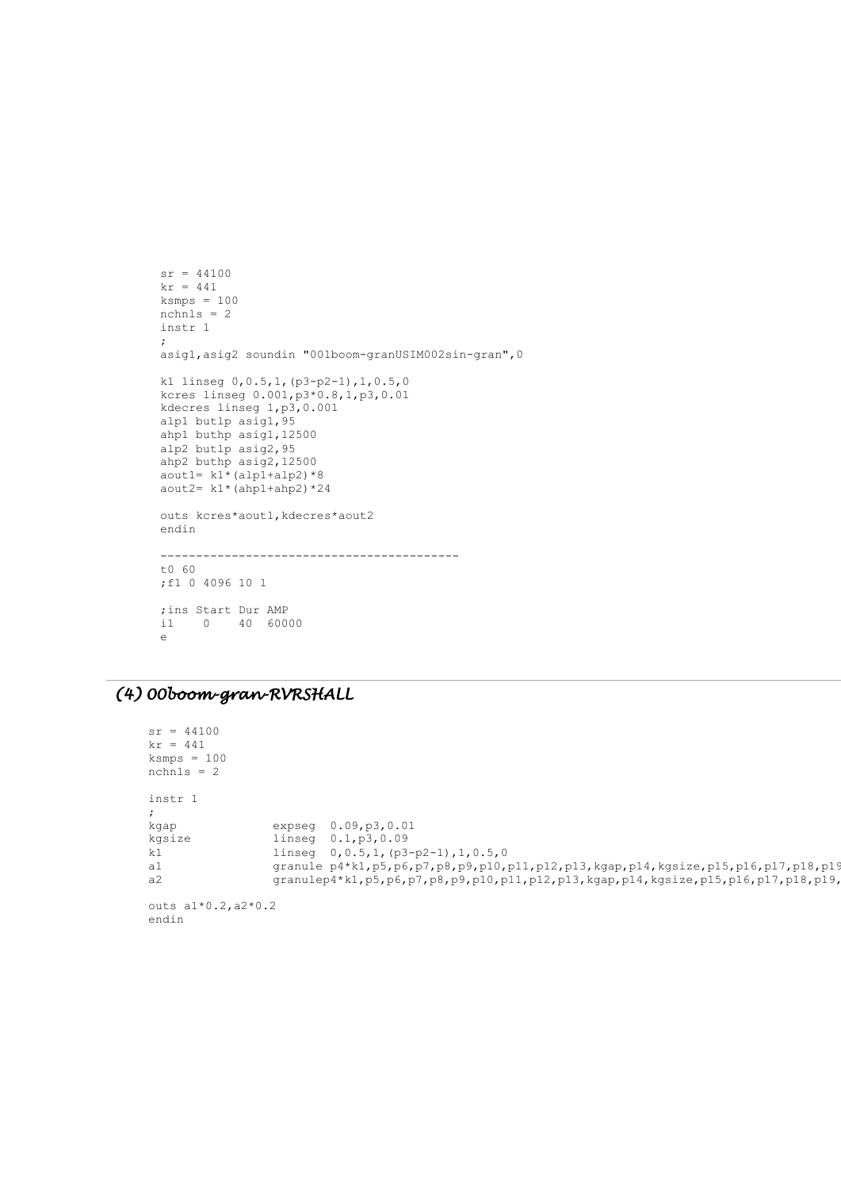```
sr = 44100
kr = 441
ksmps = 100
nchnls = 2
instr 1
;
asig1,asig2 soundin "001boom-granUSIM002sin-gran",0

k1 linseg 0,0.5,1,(p3-p2-1),1,0.5,0
kcres linseg 0.001,p3*0.8,1,p3,0.01
kdecres linseg 1,p3,0.001
alp1 butlp asig1,95
ahp1 buthp asig1,12500
alp2 butlp asig2,95
ahp2 buthp asig2,12500
aout1= k1*(alp1+alp2)*8
aout2= k1*(ahp1+ahp2)*24

outs kcres*aout1,kdecres*aout2
endin

------------------------------------------
t0 60
;f1 0 4096 10 1

;ins Start Dur AMP
i1    0    40  60000
e
```

## *(4) 00boom-gran-RVRSHALL*

```
sr = 44100
kr = 441
ksmps = 100
nchnls = 2

instr 1
;
kgap            expseg  0.09,p3,0.01
kgsize          linseg  0.1,p3,0.09
k1              linseg  0,0.5,1,(p3-p2-1),1,0.5,0
a1              granule p4*k1,p5,p6,p7,p8,p9,p10,p11,p12,p13,kgap,p14,kgsize,p15,p16,p17,p18,p19
a2              granulep4*k1,p5,p6,p7,p8,p9,p10,p11,p12,p13,kgap,p14,kgsize,p15,p16,p17,p18,p19,

outs a1*0.2,a2*0.2
endin
```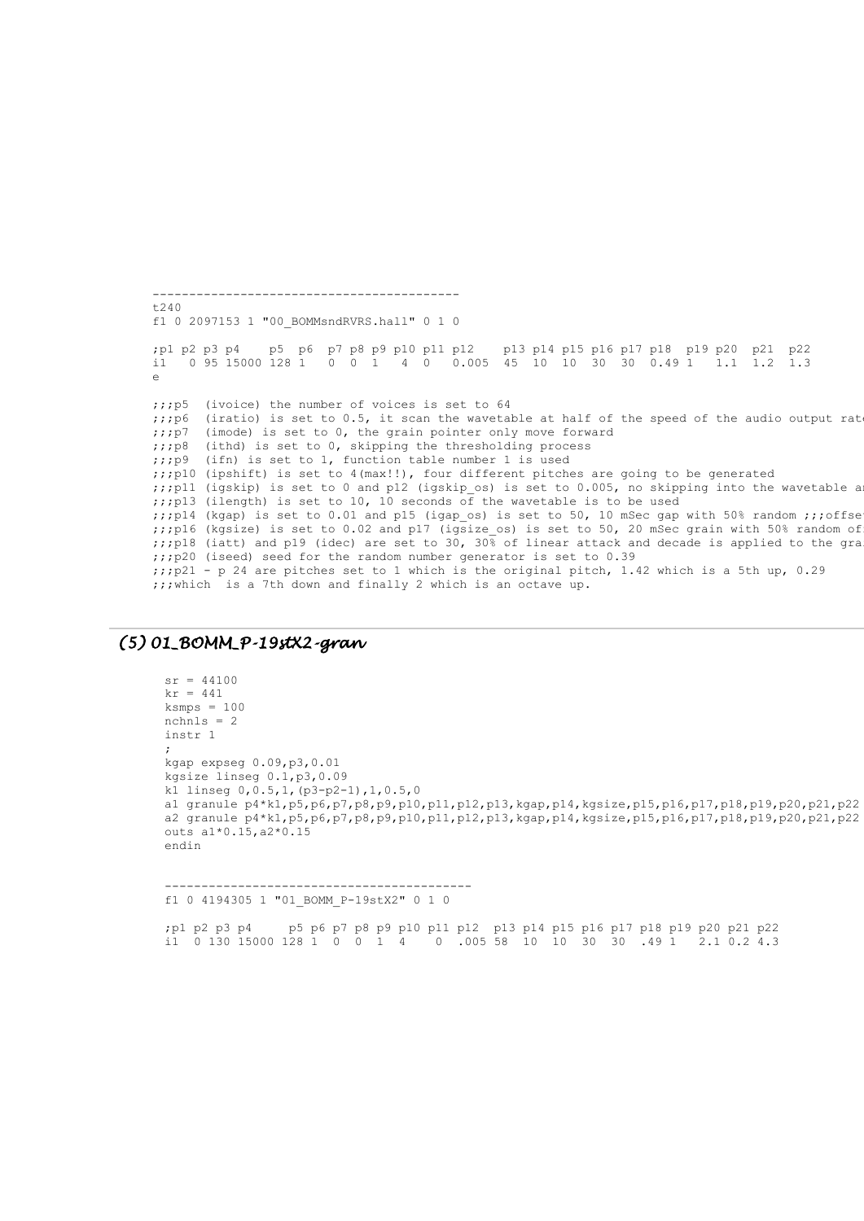```
------------------------------------------
t240
f1 0 2097153 1 "00_BOMMsndRVRS.hall" 0 1 0

;p1 p2 p3 p4    p5  p6  p7 p8 p9 p10 p11 p12    p13 p14 p15 p16 p17 p18  p19 p20  p21  p22
i1   0 95 15000 128 1   0  0  1   4  0   0.005  45  10  10  30  30  0.49 1   1.1  1.2  1.3
e

;;;p5  (ivoice) the number of voices is set to 64
;;;p6  (iratio) is set to 0.5, it scan the wavetable at half of the speed of the audio output rate
;;;p7  (imode) is set to 0, the grain pointer only move forward
;;;p8  (ithd) is set to 0, skipping the thresholding process
;;;p9  (ifn) is set to 1, function table number 1 is used
;;;p10 (ipshift) is set to 4(max!!), four different pitches are going to be generated
;;;p11 (igskip) is set to 0 and p12 (igskip_os) is set to 0.005, no skipping into the wavetable a
;;;p13 (ilength) is set to 10, 10 seconds of the wavetable is to be used
;;;p14 (kgap) is set to 0.01 and p15 (igap_os) is set to 50, 10 mSec gap with 50% random ;;;offse
;;;p16 (kgsize) is set to 0.02 and p17 (igsize_os) is set to 50, 20 mSec grain with 50% random of
;;;p18 (iatt) and p19 (idec) are set to 30, 30% of linear attack and decade is applied to the gra
;;;p20 (iseed) seed for the random number generator is set to 0.39
;;;p21 - p 24 are pitches set to 1 which is the original pitch, 1.42 which is a 5th up, 0.29
;;;which  is a 7th down and finally 2 which is an octave up.
```

## *(5) 01_BOMM_P-19stX2-gran*

```
sr = 44100
kr = 441
ksmps = 100
nchnls = 2
instr 1
;
kgap expseg 0.09,p3,0.01
kgsize linseg 0.1,p3,0.09
k1 linseg 0,0.5,1,(p3-p2-1),1,0.5,0
a1 granule p4*k1,p5,p6,p7,p8,p9,p10,p11,p12,p13,kgap,p14,kgsize,p15,p16,p17,p18,p19,p20,p21,p22
a2 granule p4*k1,p5,p6,p7,p8,p9,p10,p11,p12,p13,kgap,p14,kgsize,p15,p16,p17,p18,p19,p20,p21,p22
outs a1*0.15,a2*0.15
endin


------------------------------------------
f1 0 4194305 1 "01_BOMM_P-19stX2" 0 1 0

;p1 p2 p3 p4     p5 p6 p7 p8 p9 p10 p11 p12  p13 p14 p15 p16 p17 p18 p19 p20 p21 p22
i1  0 130 15000 128 1  0  0  1  4    0  .005 58  10  10  30  30  .49 1   2.1 0.2 4.3
```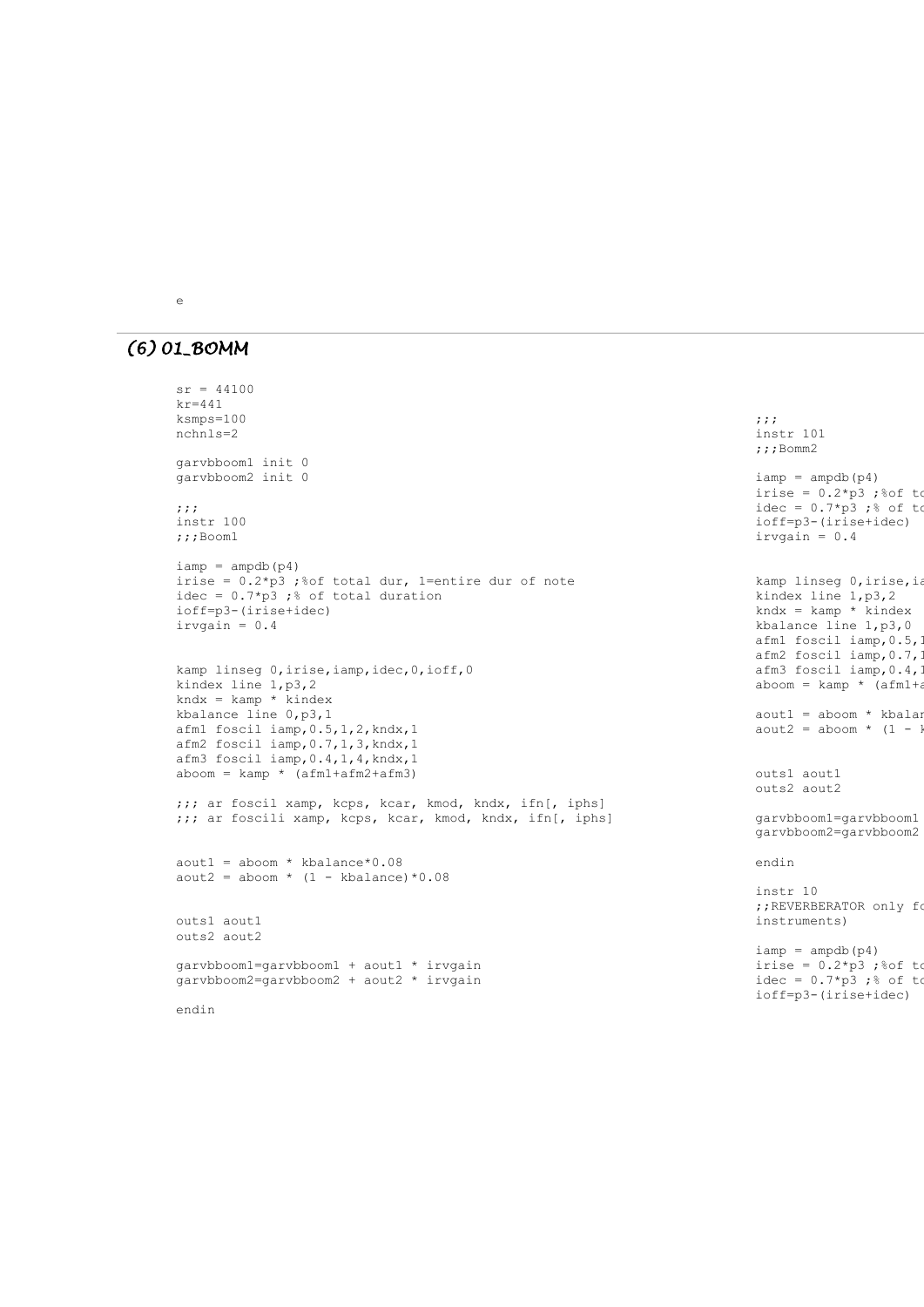e

## (6) 01_BOMM

```
sr = 44100
kr=441
ksmps=100
nchnls=2

garvbboom1 init 0
garvbboom2 init 0

;;;
instr 100
;;;Boom1

iamp = ampdb(p4)
irise = 0.2*p3 ;%of total dur, 1=entire dur of note
idec = 0.7*p3 ;% of total duration
ioff=p3-(irise+idec)
irvgain = 0.4


kamp linseg 0,irise,iamp,idec,0,ioff,0
kindex line 1,p3,2
kndx = kamp * kindex
kbalance line 0,p3,1
afm1 foscil iamp,0.5,1,2,kndx,1
afm2 foscil iamp,0.7,1,3,kndx,1
afm3 foscil iamp,0.4,1,4,kndx,1
aboom = kamp * (afm1+afm2+afm3)

;;; ar foscil xamp, kcps, kcar, kmod, kndx, ifn[, iphs]
;;; ar foscili xamp, kcps, kcar, kmod, kndx, ifn[, iphs]


aout1 = aboom * kbalance*0.08
aout2 = aboom * (1 - kbalance)*0.08


outs1 aout1
outs2 aout2

garvbboom1=garvbboom1 + aout1 * irvgain
garvbboom2=garvbboom2 + aout2 * irvgain

endin
```

```
;;;
instr 101
;;;Bomm2

iamp = ampdb(p4)
irise = 0.2*p3 ;%of to
idec = 0.7*p3 ;% of to
ioff=p3-(irise+idec)
irvgain = 0.4


kamp linseg 0,irise,ia
kindex line 1,p3,2
kndx = kamp * kindex
kbalance line 1,p3,0
afm1 foscil iamp,0.5,1
afm2 foscil iamp,0.7,1
afm3 foscil iamp,0.4,1
aboom = kamp * (afm1+a

aout1 = aboom * kbalan
aout2 = aboom * (1 - k


outs1 aout1
outs2 aout2

garvbboom1=garvbboom1
garvbboom2=garvbboom2

endin

instr 10
;;REVERBERATOR only fo
instruments)

iamp = ampdb(p4)
irise = 0.2*p3 ;%of to
idec = 0.7*p3 ;% of to
ioff=p3-(irise+idec)
```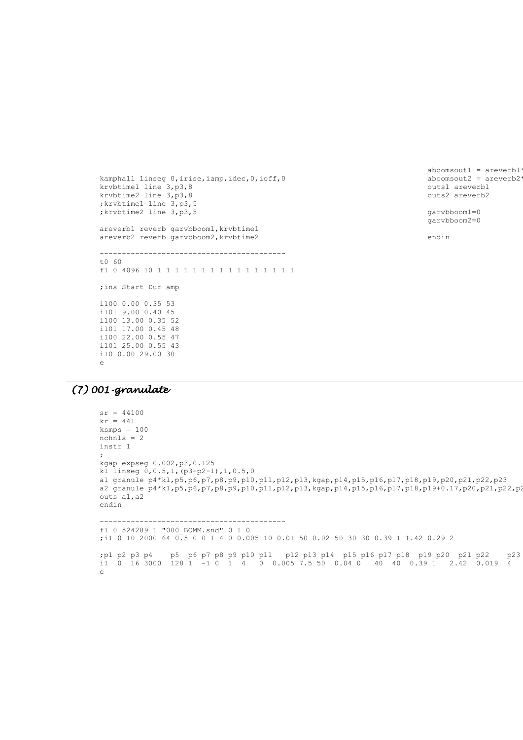```
kamphall linseg 0,irise,iamp,idec,0,ioff,0
krvbtime1 line 3,p3,8
krvbtime2 line 3,p3,8
;krvbtime1 line 3,p3,5
;krvbtime2 line 3,p3,5

areverb1 reverb garvbboom1,krvbtime1
areverb2 reverb garvbboom2,krvbtime2
```

```
aboomsout1 = areverb1*
aboomsout2 = areverb2*
outs1 areverb1
outs2 areverb2

garvbboom1=0
garvbboom2=0

endin
```

```
-----------------------------------------
t0 60
f1 0 4096 10 1 1 1 1 1 1 1 1 1 1 1 1 1 1 1 1 1

;ins Start Dur amp

i100 0.00 0.35 53
i101 9.00 0.40 45
i100 13.00 0.35 52
i101 17.00 0.45 48
i100 22.00 0.55 47
i101 25.00 0.55 43
i10 0.00 29.00 30
e
```

## *(7) 001-granulate*

```
sr = 44100
kr = 441
ksmps = 100
nchnls = 2
instr 1
;
kgap expseg 0.002,p3,0.125
k1 linseg 0,0.5,1,(p3-p2-1),1,0.5,0
a1 granule p4*k1,p5,p6,p7,p8,p9,p10,p11,p12,p13,kgap,p14,p15,p16,p17,p18,p19,p20,p21,p22,p23
a2 granule p4*k1,p5,p6,p7,p8,p9,p10,p11,p12,p13,kgap,p14,p15,p16,p17,p18,p19+0.17,p20,p21,p22,p2
outs a1,a2
endin

-----------------------------------------
f1 0 524289 1 "000_BOMM.snd" 0 1 0
;i1 0 10 2000 64 0.5 0 0 1 4 0 0.005 10 0.01 50 0.02 50 30 30 0.39 1 1.42 0.29 2

;p1 p2 p3 p4    p5  p6 p7 p8 p9 p10 p11   p12 p13 p14  p15 p16 p17 p18  p19 p20  p21 p22    p23
i1  0  16 3000  128 1  -1 0  1  4   0  0.005 7.5 50  0.04 0   40  40  0.39 1   2.42  0.019  4
e
```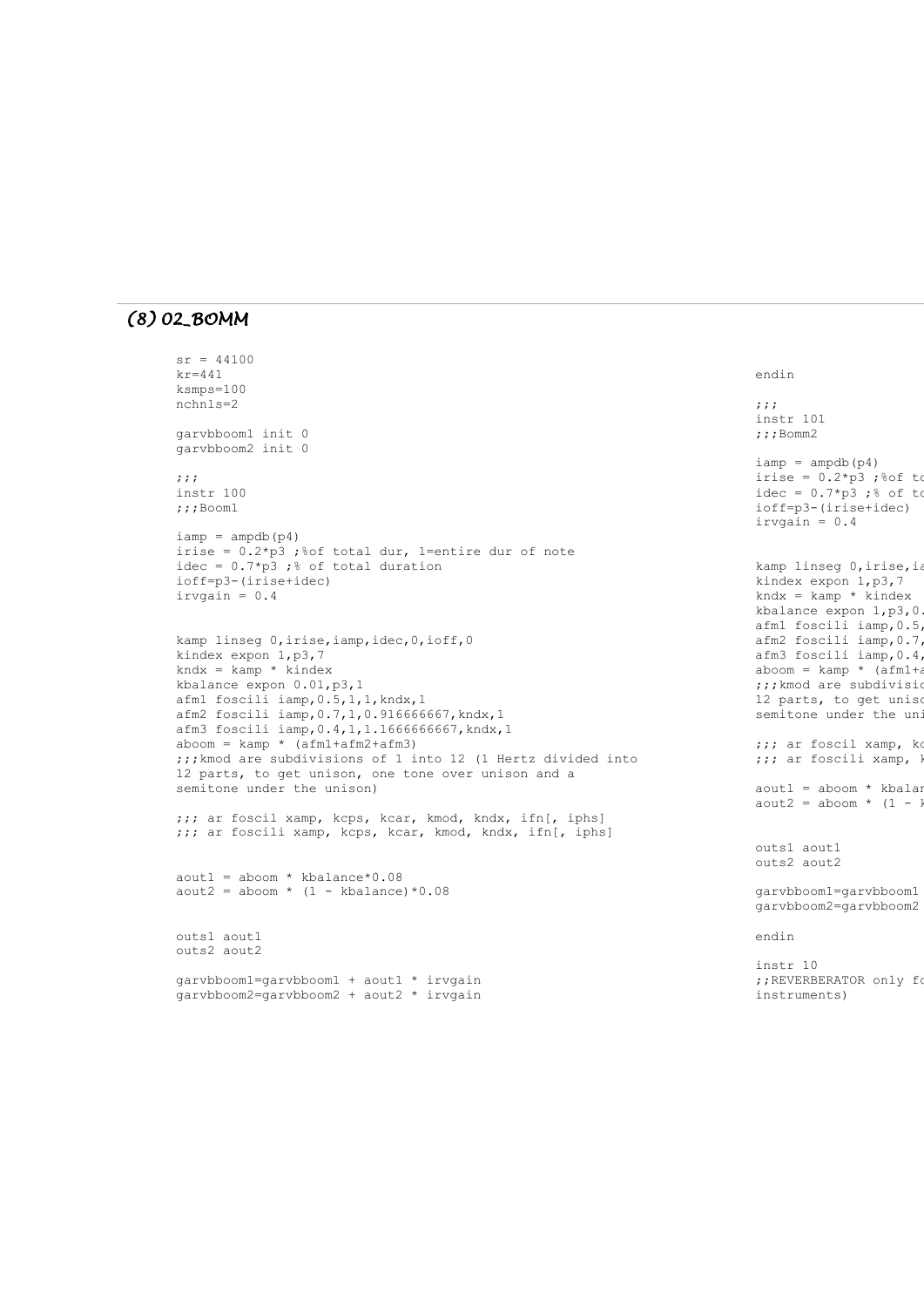## (8) 02_BOMM

```
sr = 44100
kr=441
ksmps=100
nchnls=2

garvbboom1 init 0
garvbboom2 init 0

;;;
instr 100
;;;Boom1

iamp = ampdb(p4)
irise = 0.2*p3 ;%of total dur, 1=entire dur of note
idec = 0.7*p3 ;% of total duration
ioff=p3-(irise+idec)
irvgain = 0.4


kamp linseg 0,irise,iamp,idec,0,ioff,0
kindex expon 1,p3,7
kndx = kamp * kindex
kbalance expon 0.01,p3,1
afm1 foscili iamp,0.5,1,1,kndx,1
afm2 foscili iamp,0.7,1,0.916666667,kndx,1
afm3 foscili iamp,0.4,1,1.1666666667,kndx,1
aboom = kamp * (afm1+afm2+afm3)
;;;kmod are subdivisions of 1 into 12 (1 Hertz divided into
12 parts, to get unison, one tone over unison and a
semitone under the unison)

;;; ar foscil xamp, kcps, kcar, kmod, kndx, ifn[, iphs]
;;; ar foscili xamp, kcps, kcar, kmod, kndx, ifn[, iphs]


aout1 = aboom * kbalance*0.08
aout2 = aboom * (1 - kbalance)*0.08


outs1 aout1
outs2 aout2

garvbboom1=garvbboom1 + aout1 * irvgain
garvbboom2=garvbboom2 + aout2 * irvgain
```

```
endin

;;;
instr 101
;;;Bomm2

iamp = ampdb(p4)
irise = 0.2*p3 ;%of to
idec = 0.7*p3 ;% of to
ioff=p3-(irise+idec)
irvgain = 0.4


kamp linseg 0,irise,ia
kindex expon 1,p3,7
kndx = kamp * kindex
kbalance expon 1,p3,0.
afm1 foscili iamp,0.5,
afm2 foscili iamp,0.7,
afm3 foscili iamp,0.4,
aboom = kamp * (afm1+a
;;;kmod are subdivisio
12 parts, to get uniso
semitone under the uni

;;; ar foscil xamp, kc
;;; ar foscili xamp, k

aout1 = aboom * kbalar
aout2 = aboom * (1 - k


outs1 aout1
outs2 aout2

garvbboom1=garvbboom1
garvbboom2=garvbboom2

endin

instr 10
;;REVERBERATOR only fo
instruments)
```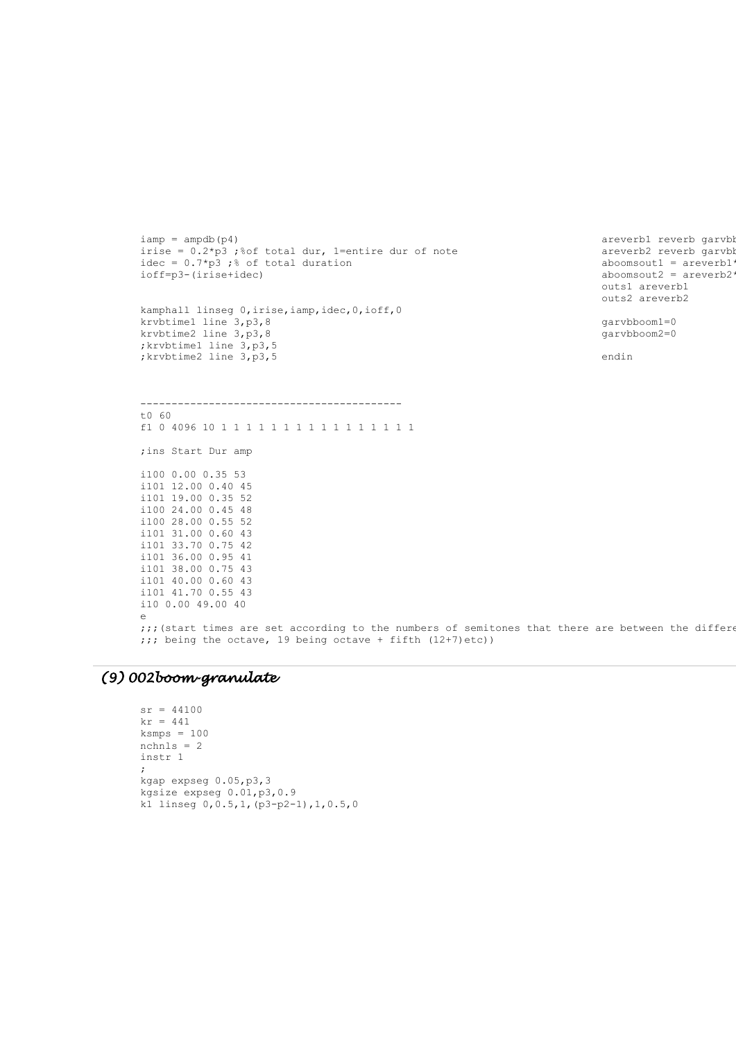```
iamp = ampdb(p4)
irise = 0.2*p3 ;%of total dur, 1=entire dur of note
idec = 0.7*p3 ;% of total duration
ioff=p3-(irise+idec)

kamphall linseg 0,irise,iamp,idec,0,ioff,0
krvbtime1 line 3,p3,8
krvbtime2 line 3,p3,8
;krvbtime1 line 3,p3,5
;krvbtime2 line 3,p3,5
```

```
areverb1 reverb garvbb
areverb2 reverb garvbb
aboomsout1 = areverb1*
aboomsout2 = areverb2*
outs1 areverb1
outs2 areverb2

garvbboom1=0
garvbboom2=0

endin
```

```
------------------------------------------
t0 60
f1 0 4096 10 1 1 1 1 1 1 1 1 1 1 1 1 1 1 1 1

;ins Start Dur amp

i100 0.00 0.35 53
i101 12.00 0.40 45
i101 19.00 0.35 52
i100 24.00 0.45 48
i100 28.00 0.55 52
i101 31.00 0.60 43
i101 33.70 0.75 42
i101 36.00 0.95 41
i101 38.00 0.75 43
i101 40.00 0.60 43
i101 41.70 0.55 43
i10 0.00 49.00 40
e
;;;(start times are set according to the numbers of semitones that there are between the differe
;;; being the octave, 19 being octave + fifth (12+7)etc))
```

## *(9) 002boom-granulate*

```
sr = 44100
kr = 441
ksmps = 100
nchnls = 2
instr 1
;
kgap expseg 0.05,p3,3
kgsize expseg 0.01,p3,0.9
k1 linseg 0,0.5,1,(p3-p2-1),1,0.5,0
```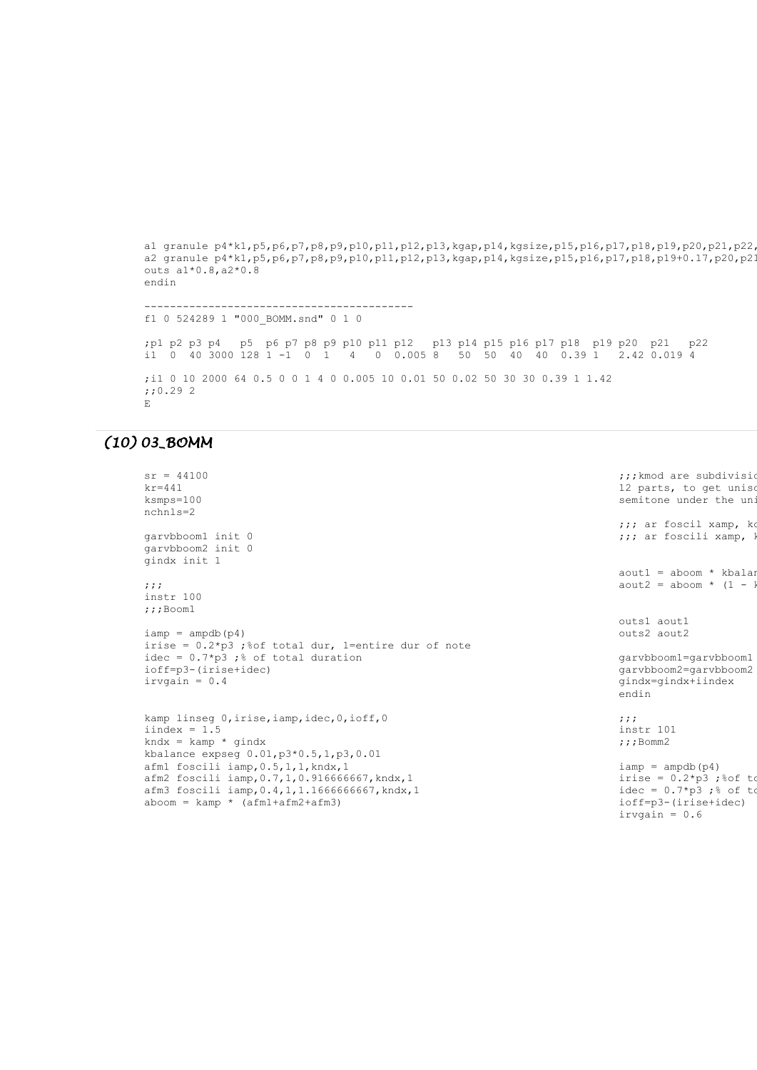```
a1 granule p4*k1,p5,p6,p7,p8,p9,p10,p11,p12,p13,kgap,p14,kgsize,p15,p16,p17,p18,p19,p20,p21,p22,
a2 granule p4*k1,p5,p6,p7,p8,p9,p10,p11,p12,p13,kgap,p14,kgsize,p15,p16,p17,p18,p19+0.17,p20,p21
outs a1*0.8,a2*0.8
endin

------------------------------------------
f1 0 524289 1 "000_BOMM.snd" 0 1 0

;p1 p2 p3 p4   p5  p6 p7 p8 p9 p10 p11 p12   p13 p14 p15 p16 p17 p18  p19 p20  p21   p22
i1  0  40 3000 128 1 -1  0  1   4   0  0.005 8   50  50  40  40  0.39 1   2.42 0.019 4

;i1 0 10 2000 64 0.5 0 0 1 4 0 0.005 10 0.01 50 0.02 50 30 30 0.39 1 1.42
;;0.29 2
E
```

## *(10) 03_BOMM*

```
sr = 44100
kr=441
ksmps=100
nchnls=2

garvbboom1 init 0
garvbboom2 init 0
gindx init 1

;;;
instr 100
;;;Boom1

iamp = ampdb(p4)
irise = 0.2*p3 ;%of total dur, 1=entire dur of note
idec = 0.7*p3 ;% of total duration
ioff=p3-(irise+idec)
irvgain = 0.4


kamp linseg 0,irise,iamp,idec,0,ioff,0
iindex = 1.5
kndx = kamp * gindx
kbalance expseg 0.01,p3*0.5,1,p3,0.01
afm1 foscili iamp,0.5,1,1,kndx,1
afm2 foscili iamp,0.7,1,0.916666667,kndx,1
afm3 foscili iamp,0.4,1,1.1666666667,kndx,1
aboom = kamp * (afm1+afm2+afm3)
```

```
;;;kmod are subdivisio
12 parts, to get uniso
semitone under the uni

;;; ar foscil xamp, kc
;;; ar foscili xamp, k


aout1 = aboom * kbalan
aout2 = aboom * (1 - k


outs1 aout1
outs2 aout2

garvbboom1=garvbboom1
garvbboom2=garvbboom2
gindx=gindx+iindex
endin

;;;
instr 101
;;;Bomm2

iamp = ampdb(p4)
irise = 0.2*p3 ;%of to
idec = 0.7*p3 ;% of to
ioff=p3-(irise+idec)
irvgain = 0.6
```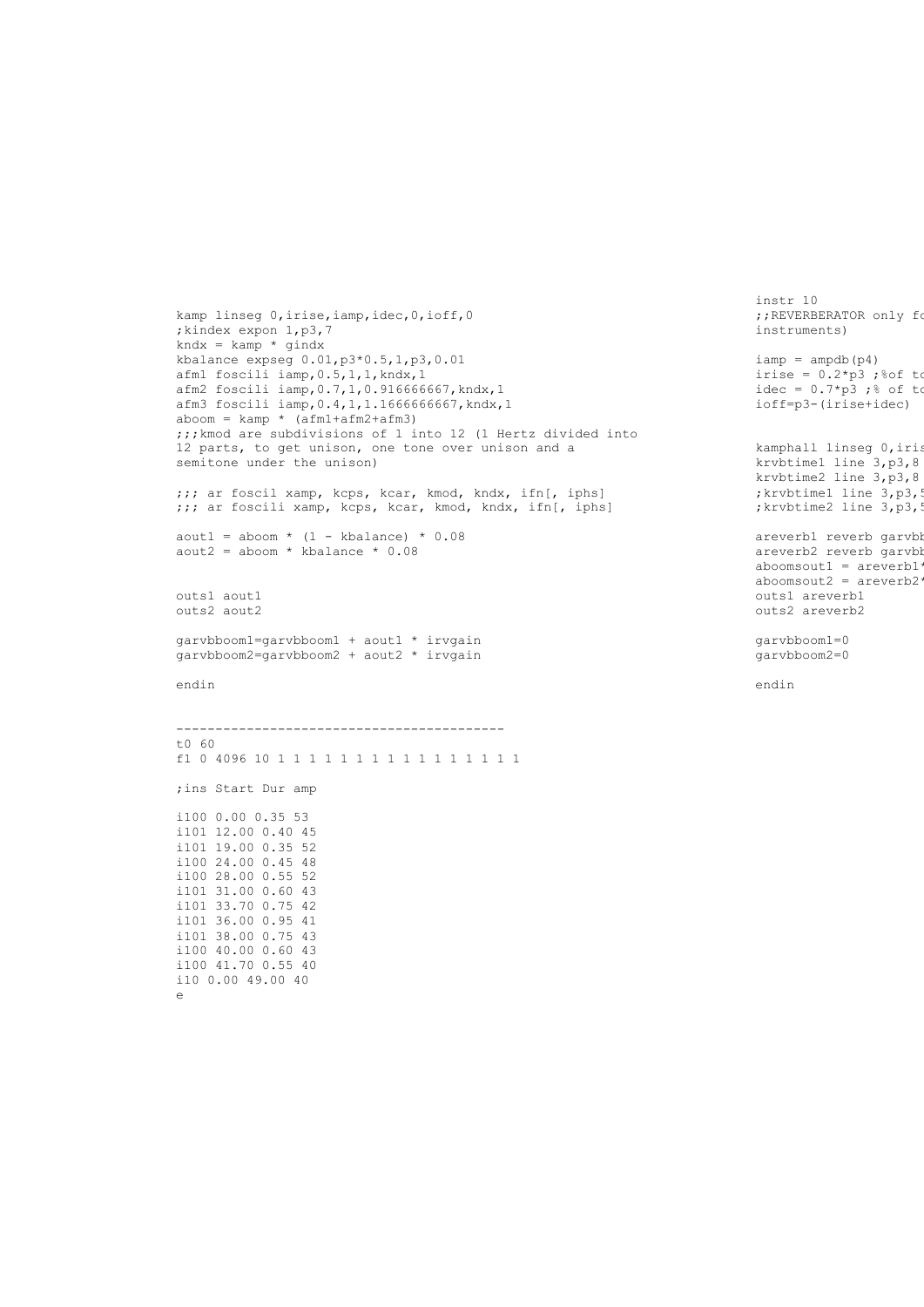```
kamp linseg 0,irise,iamp,idec,0,ioff,0
;kindex expon 1,p3,7
kndx = kamp * gindx
kbalance expseg 0.01,p3*0.5,1,p3,0.01
afm1 foscili iamp,0.5,1,1,kndx,1
afm2 foscili iamp,0.7,1,0.916666667,kndx,1
afm3 foscili iamp,0.4,1,1.1666666667,kndx,1
aboom = kamp * (afm1+afm2+afm3)
;;;kmod are subdivisions of 1 into 12 (1 Hertz divided into
12 parts, to get unison, one tone over unison and a
semitone under the unison)

;;; ar foscil xamp, kcps, kcar, kmod, kndx, ifn[, iphs]
;;; ar foscili xamp, kcps, kcar, kmod, kndx, ifn[, iphs]

aout1 = aboom * (1 - kbalance) * 0.08
aout2 = aboom * kbalance * 0.08


outs1 aout1
outs2 aout2

garvbboom1=garvbboom1 + aout1 * irvgain
garvbboom2=garvbboom2 + aout2 * irvgain

endin


------------------------------------------
t0 60
f1 0 4096 10 1 1 1 1 1 1 1 1 1 1 1 1 1 1 1 1 1

;ins Start Dur amp

i100 0.00 0.35 53
i101 12.00 0.40 45
i101 19.00 0.35 52
i100 24.00 0.45 48
i100 28.00 0.55 52
i101 31.00 0.60 43
i101 33.70 0.75 42
i101 36.00 0.95 41
i101 38.00 0.75 43
i100 40.00 0.60 43
i100 41.70 0.55 40
i10 0.00 49.00 40
e
```

```
instr 10
;;REVERBERATOR only fo
instruments)

iamp = ampdb(p4)
irise = 0.2*p3 ;%of to
idec = 0.7*p3 ;% of to
ioff=p3-(irise+idec)


kamphall linseg 0,iris
krvbtime1 line 3,p3,8
krvbtime2 line 3,p3,8
;krvbtime1 line 3,p3,5
;krvbtime2 line 3,p3,5

areverb1 reverb garvbb
areverb2 reverb garvbb
aboomsout1 = areverb1*
aboomsout2 = areverb2*
outs1 areverb1
outs2 areverb2

garvbboom1=0
garvbboom2=0

endin
```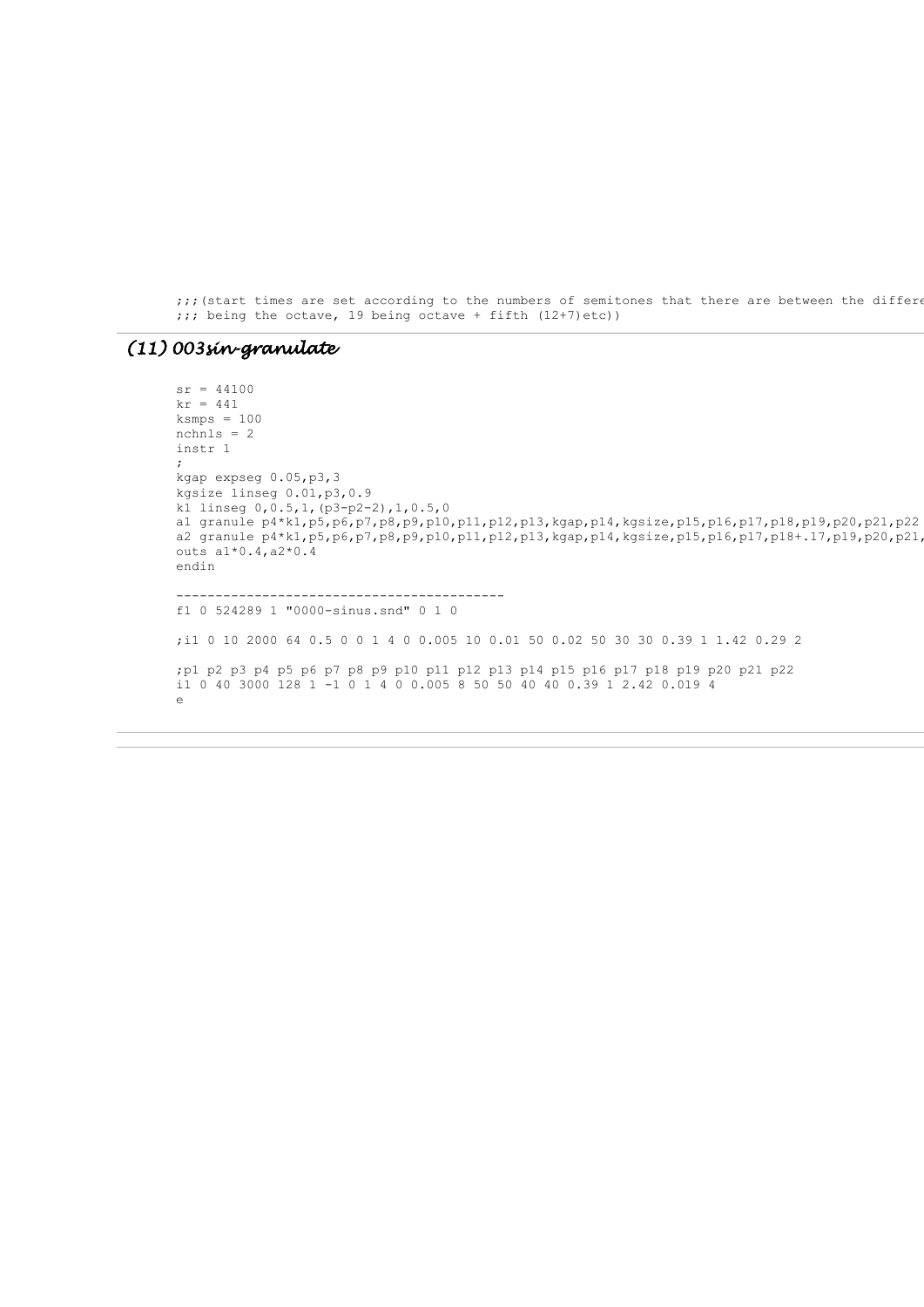```
;;;(start times are set according to the numbers of semitones that there are between the differe
;;; being the octave, 19 being octave + fifth (12+7)etc))
```

## *(11) 003sin-granulate*

```
sr = 44100
kr = 441
ksmps = 100
nchnls = 2
instr 1
;
kgap expseg 0.05,p3,3
kgsize linseg 0.01,p3,0.9
k1 linseg 0,0.5,1,(p3-p2-2),1,0.5,0
a1 granule p4*k1,p5,p6,p7,p8,p9,p10,p11,p12,p13,kgap,p14,kgsize,p15,p16,p17,p18,p19,p20,p21,p22
a2 granule p4*k1,p5,p6,p7,p8,p9,p10,p11,p12,p13,kgap,p14,kgsize,p15,p16,p17,p18+.17,p19,p20,p21,
outs a1*0.4,a2*0.4
endin

------------------------------------------
f1 0 524289 1 "0000-sinus.snd" 0 1 0

;i1 0 10 2000 64 0.5 0 0 1 4 0 0.005 10 0.01 50 0.02 50 30 30 0.39 1 1.42 0.29 2

;p1 p2 p3 p4 p5 p6 p7 p8 p9 p10 p11 p12 p13 p14 p15 p16 p17 p18 p19 p20 p21 p22
i1 0 40 3000 128 1 -1 0 1 4 0 0.005 8 50 50 40 40 0.39 1 2.42 0.019 4
e
```